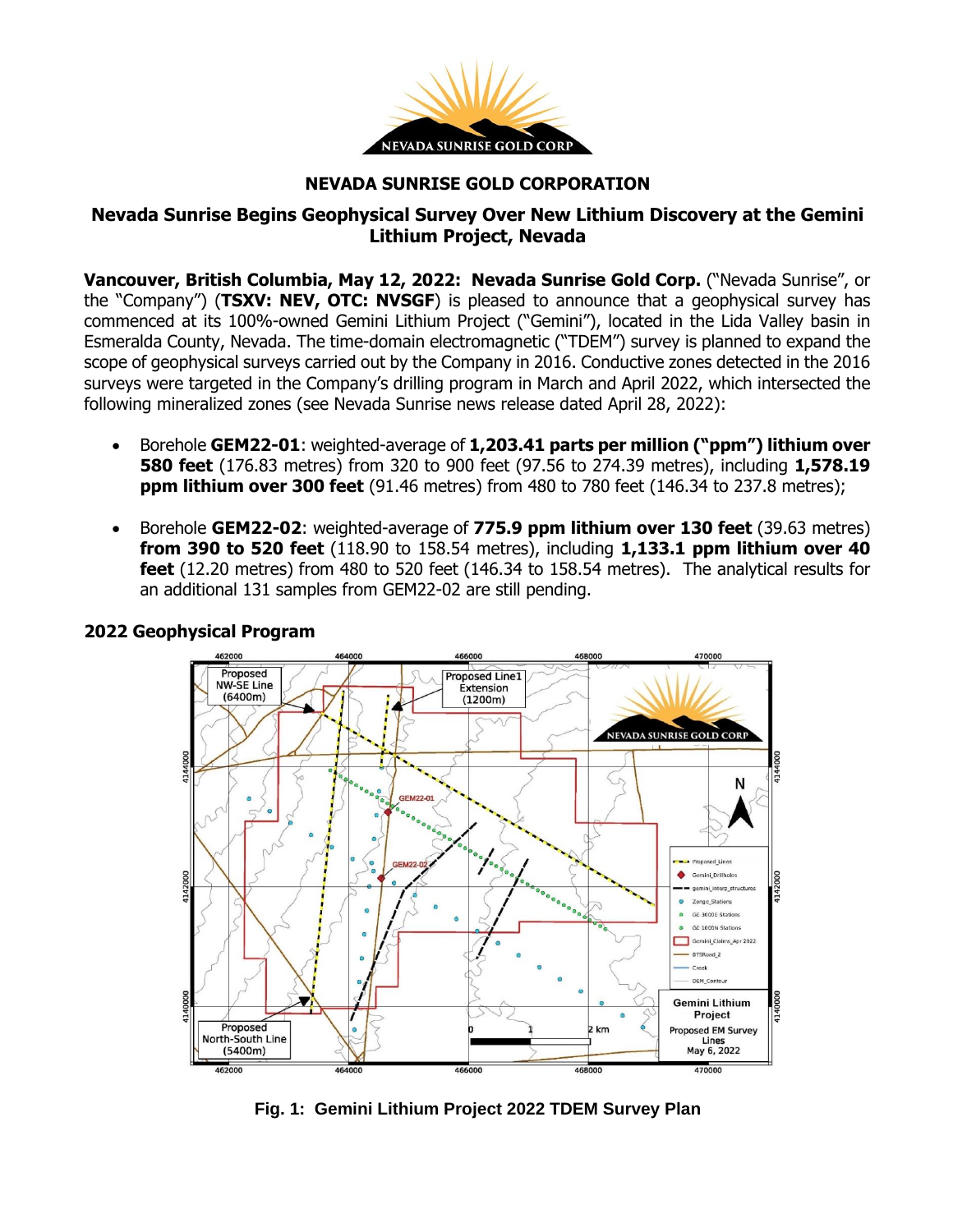# NEVADA SUNRISE GOLD CORPORATION

## Nevada Sunrise Begins Geophysical Survey Over New Lithium Discovery at the Gemini Lithium Project, Nevada

**Vancouver, British Columbia, May 12, 2022: Nevada Sunrise Gold Corp.** ("Nevada Sunrise", or the "Company") (**TSXV: NEV, OTC: NVSGF**) is pleased to announce that a geophysical survey has commenced at its 100%-owned Gemini Lithium Project ("Gemini"), located in the Lida Valley basin in Esmeralda County, Nevada. The time-domain electromagnetic ("TDEM") survey is planned to expand the scope of geophysical surveys carried out by the Company in 2016. Conductive zones detected in the 2016 surveys were targeted in the Company's drilling program in March and April 2022, which intersected the following mineralized zones (see Nevada Sunrise news release dated April 28, 2022):

- Borehole **GEM22-01**: weighted-average of **1,203.41 parts per million ("ppm") lithium over 580 feet** (176.83 metres) from 320 to 900 feet (97.56 to 274.39 metres), including **1,578.19 ppm lithium over 300 feet** (91.46 metres) from 480 to 780 feet (146.34 to 237.8 metres);
- Borehole **GEM22-02**: weighted-average of **775.9 ppm lithium over 130 feet** (39.63 metres) **from 390 to 520 feet** (118.90 to 158.54 metres), including **1,133.1 ppm lithium over 40 feet** (12.20 metres) from 480 to 520 feet (146.34 to 158.54 metres). The analytical results for an additional 131 samples from GEM22-02 are still pending.

### 2022 Geophysical Program

**Fig. 1: Gemini Lithium Project 2022 TDEM Survey Plan**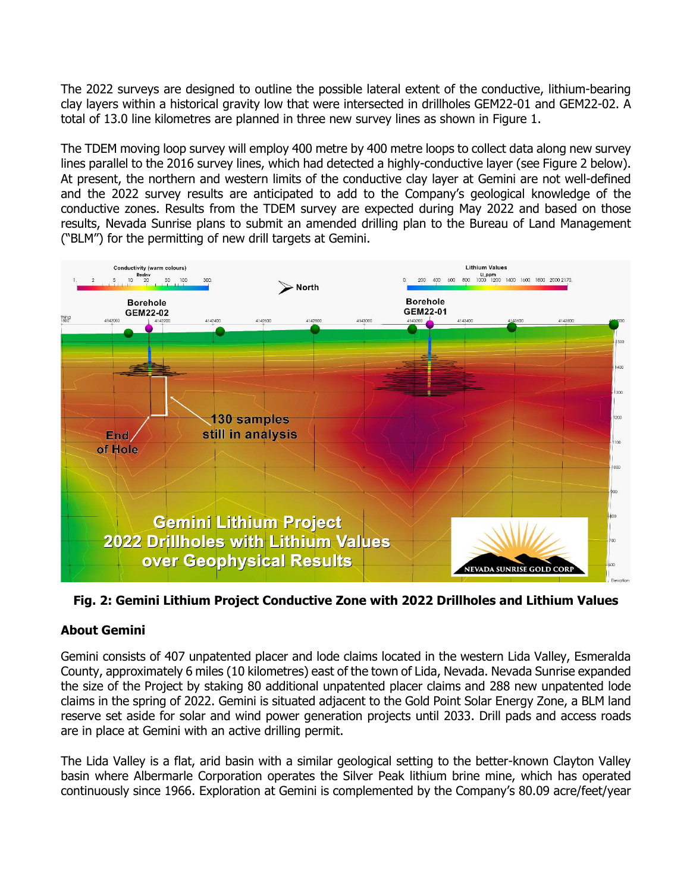The 2022 surveys are designed to outline the possible lateral extent of the conductive, lithium-bearing clay layers within a historical gravity low that were intersected in drillholes GEM22-01 and GEM22-02. A total of 13.0 line kilometres are planned in three new survey lines as shown in Figure 1.

The TDEM moving loop survey will employ 400 metre by 400 metre loops to collect data along new survey lines parallel to the 2016 survey lines, which had detected a highly-conductive layer (see Figure 2 below). At present, the northern and western limits of the conductive clay layer at Gemini are not well-defined and the 2022 survey results are anticipated to add to the Company's geological knowledge of the conductive zones. Results from the TDEM survey are expected during May 2022 and based on those results, Nevada Sunrise plans to submit an amended drilling plan to the Bureau of Land Management ("BLM") for the permitting of new drill targets at Gemini.

**Fig. 2: Gemini Lithium Project Conductive Zone with 2022 Drillholes and Lithium Values**

## About Gemini

Gemini consists of 407 unpatented placer and lode claims located in the western Lida Valley, Esmeralda County, approximately 6 miles (10 kilometres) east of the town of Lida, Nevada. Nevada Sunrise expanded the size of the Project by staking 80 additional unpatented placer claims and 288 new unpatented lode claims in the spring of 2022. Gemini is situated adjacent to the Gold Point Solar Energy Zone, a BLM land reserve set aside for solar and wind power generation projects until 2033. Drill pads and access roads are in place at Gemini with an active drilling permit.

The Lida Valley is a flat, arid basin with a similar geological setting to the better-known Clayton Valley basin where Albermarle Corporation operates the Silver Peak lithium brine mine, which has operated continuously since 1966. Exploration at Gemini is complemented by the Company's 80.09 acre/feet/year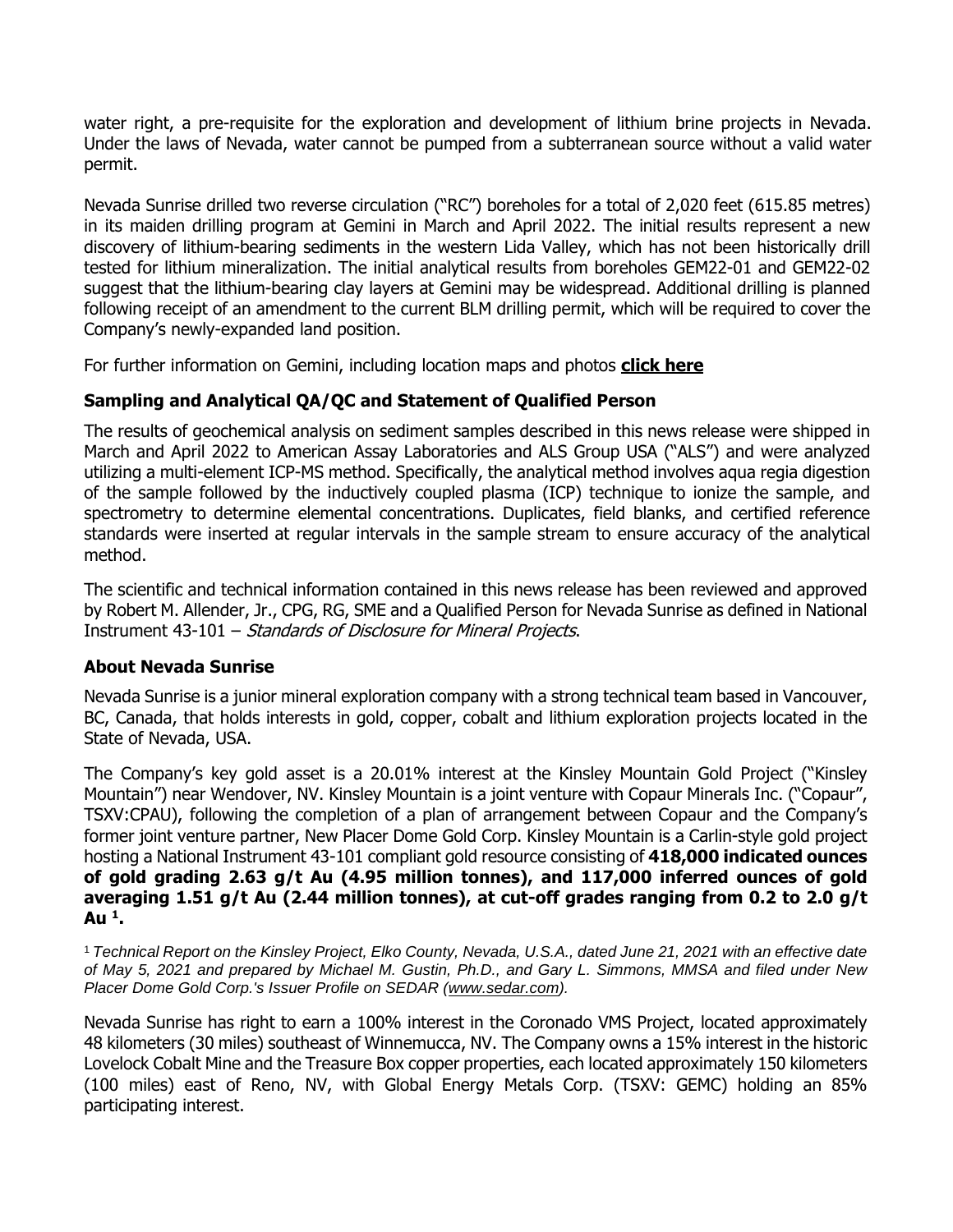water right, a pre-requisite for the exploration and development of lithium brine projects in Nevada. Under the laws of Nevada, water cannot be pumped from a subterranean source without a valid water permit.

Nevada Sunrise drilled two reverse circulation ("RC") boreholes for a total of 2,020 feet (615.85 metres) in its maiden drilling program at Gemini in March and April 2022. The initial results represent a new discovery of lithium-bearing sediments in the western Lida Valley, which has not been historically drill tested for lithium mineralization. The initial analytical results from boreholes GEM22-01 and GEM22-02 suggest that the lithium-bearing clay layers at Gemini may be widespread. Additional drilling is planned following receipt of an amendment to the current BLM drilling permit, which will be required to cover the Company's newly-expanded land position.

For further information on Gemini, including location maps and photos **click here**

## Sampling and Analytical QA/QC and Statement of Qualified Person

The results of geochemical analysis on sediment samples described in this news release were shipped in March and April 2022 to American Assay Laboratories and ALS Group USA ("ALS") and were analyzed utilizing a multi-element ICP-MS method. Specifically, the analytical method involves aqua regia digestion of the sample followed by the inductively coupled plasma (ICP) technique to ionize the sample, and spectrometry to determine elemental concentrations. Duplicates, field blanks, and certified reference standards were inserted at regular intervals in the sample stream to ensure accuracy of the analytical method.

The scientific and technical information contained in this news release has been reviewed and approved by Robert M. Allender, Jr., CPG, RG, SME and a Qualified Person for Nevada Sunrise as defined in National Instrument 43-101 – *Standards of Disclosure for Mineral Projects*.

## About Nevada Sunrise

Nevada Sunrise is a junior mineral exploration company with a strong technical team based in Vancouver, BC, Canada, that holds interests in gold, copper, cobalt and lithium exploration projects located in the State of Nevada, USA.

The Company's key gold asset is a 20.01% interest at the Kinsley Mountain Gold Project ("Kinsley Mountain") near Wendover, NV. Kinsley Mountain is a joint venture with Copaur Minerals Inc. ("Copaur", TSXV:CPAU), following the completion of a plan of arrangement between Copaur and the Company's former joint venture partner, New Placer Dome Gold Corp. Kinsley Mountain is a Carlin-style gold project hosting a National Instrument 43-101 compliant gold resource consisting of **418,000 indicated ounces of gold grading 2.63 g/t Au (4.95 million tonnes), and 117,000 inferred ounces of gold averaging 1.51 g/t Au (2.44 million tonnes), at cut-off grades ranging from 0.2 to 2.0 g/t Au [1].**

[1] *Technical Report on the Kinsley Project, Elko County, Nevada, U.S.A., dated June 21, 2021 with an effective date of May 5, 2021 and prepared by Michael M. Gustin, Ph.D., and Gary L. Simmons, MMSA and filed under New Placer Dome Gold Corp.'s Issuer Profile on SEDAR (www.sedar.com).*

Nevada Sunrise has right to earn a 100% interest in the Coronado VMS Project, located approximately 48 kilometers (30 miles) southeast of Winnemucca, NV. The Company owns a 15% interest in the historic Lovelock Cobalt Mine and the Treasure Box copper properties, each located approximately 150 kilometers (100 miles) east of Reno, NV, with Global Energy Metals Corp. (TSXV: GEMC) holding an 85% participating interest.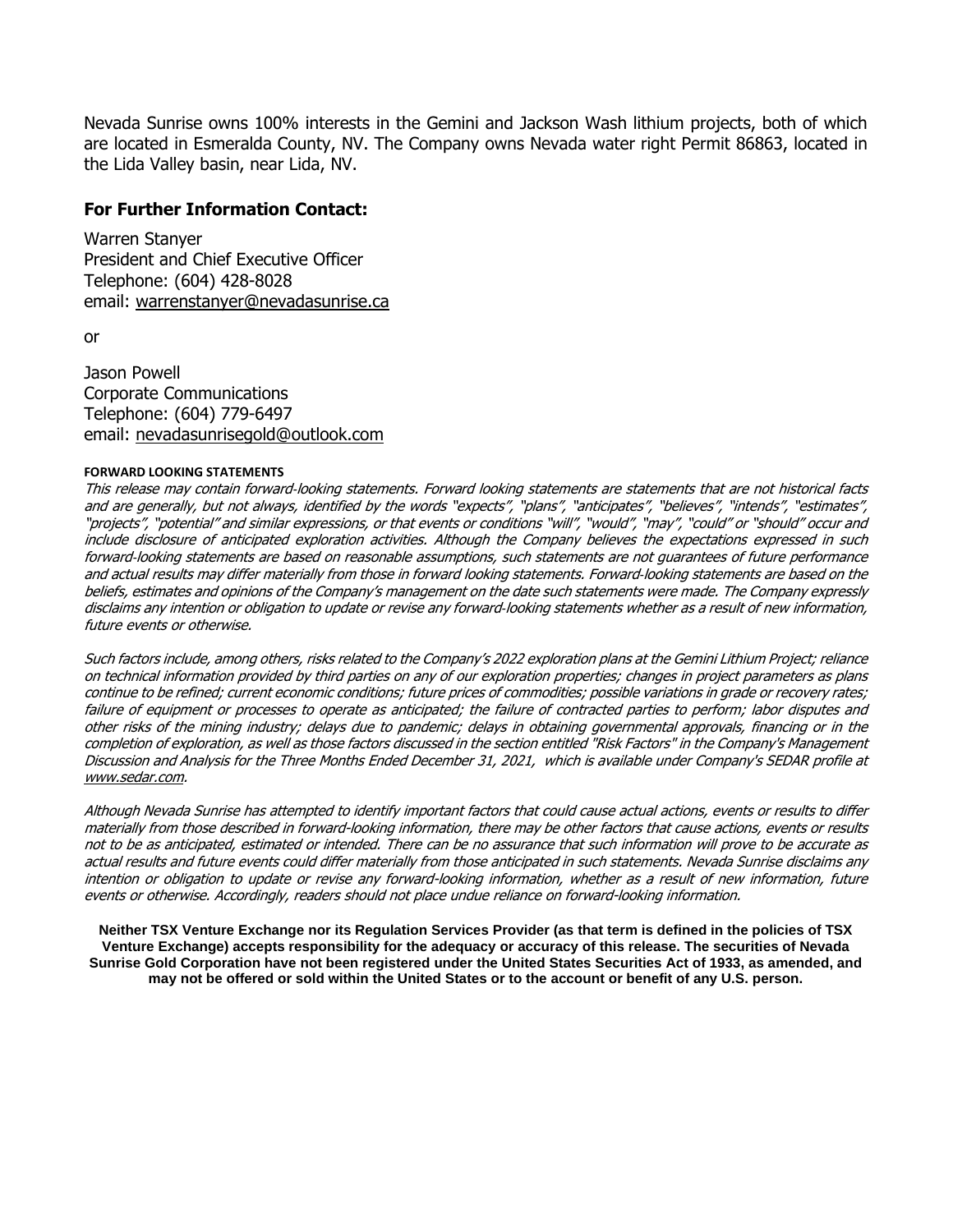Nevada Sunrise owns 100% interests in the Gemini and Jackson Wash lithium projects, both of which are located in Esmeralda County, NV. The Company owns Nevada water right Permit 86863, located in the Lida Valley basin, near Lida, NV.

## For Further Information Contact:

Warren Stanyer
President and Chief Executive Officer
Telephone: (604) 428-8028
email: warrenstanyer@nevadasunrise.ca

or

Jason Powell
Corporate Communications
Telephone: (604) 779-6497
email: nevadasunrisegold@outlook.com

**FORWARD LOOKING STATEMENTS**

*This release may contain forward-looking statements. Forward looking statements are statements that are not historical facts and are generally, but not always, identified by the words "expects", "plans", "anticipates", "believes", "intends", "estimates", "projects", "potential" and similar expressions, or that events or conditions "will", "would", "may", "could" or "should" occur and include disclosure of anticipated exploration activities. Although the Company believes the expectations expressed in such forward-looking statements are based on reasonable assumptions, such statements are not guarantees of future performance and actual results may differ materially from those in forward looking statements. Forward-looking statements are based on the beliefs, estimates and opinions of the Company's management on the date such statements were made. The Company expressly disclaims any intention or obligation to update or revise any forward-looking statements whether as a result of new information, future events or otherwise.*

*Such factors include, among others, risks related to the Company's 2022 exploration plans at the Gemini Lithium Project; reliance on technical information provided by third parties on any of our exploration properties; changes in project parameters as plans continue to be refined; current economic conditions; future prices of commodities; possible variations in grade or recovery rates; failure of equipment or processes to operate as anticipated; the failure of contracted parties to perform; labor disputes and other risks of the mining industry; delays due to pandemic; delays in obtaining governmental approvals, financing or in the completion of exploration, as well as those factors discussed in the section entitled "Risk Factors" in the Company's Management Discussion and Analysis for the Three Months Ended December 31, 2021, which is available under Company's SEDAR profile at www.sedar.com.*

*Although Nevada Sunrise has attempted to identify important factors that could cause actual actions, events or results to differ materially from those described in forward-looking information, there may be other factors that cause actions, events or results not to be as anticipated, estimated or intended. There can be no assurance that such information will prove to be accurate as actual results and future events could differ materially from those anticipated in such statements. Nevada Sunrise disclaims any intention or obligation to update or revise any forward-looking information, whether as a result of new information, future events or otherwise. Accordingly, readers should not place undue reliance on forward-looking information.*

**Neither TSX Venture Exchange nor its Regulation Services Provider (as that term is defined in the policies of TSX Venture Exchange) accepts responsibility for the adequacy or accuracy of this release. The securities of Nevada Sunrise Gold Corporation have not been registered under the United States Securities Act of 1933, as amended, and may not be offered or sold within the United States or to the account or benefit of any U.S. person.**